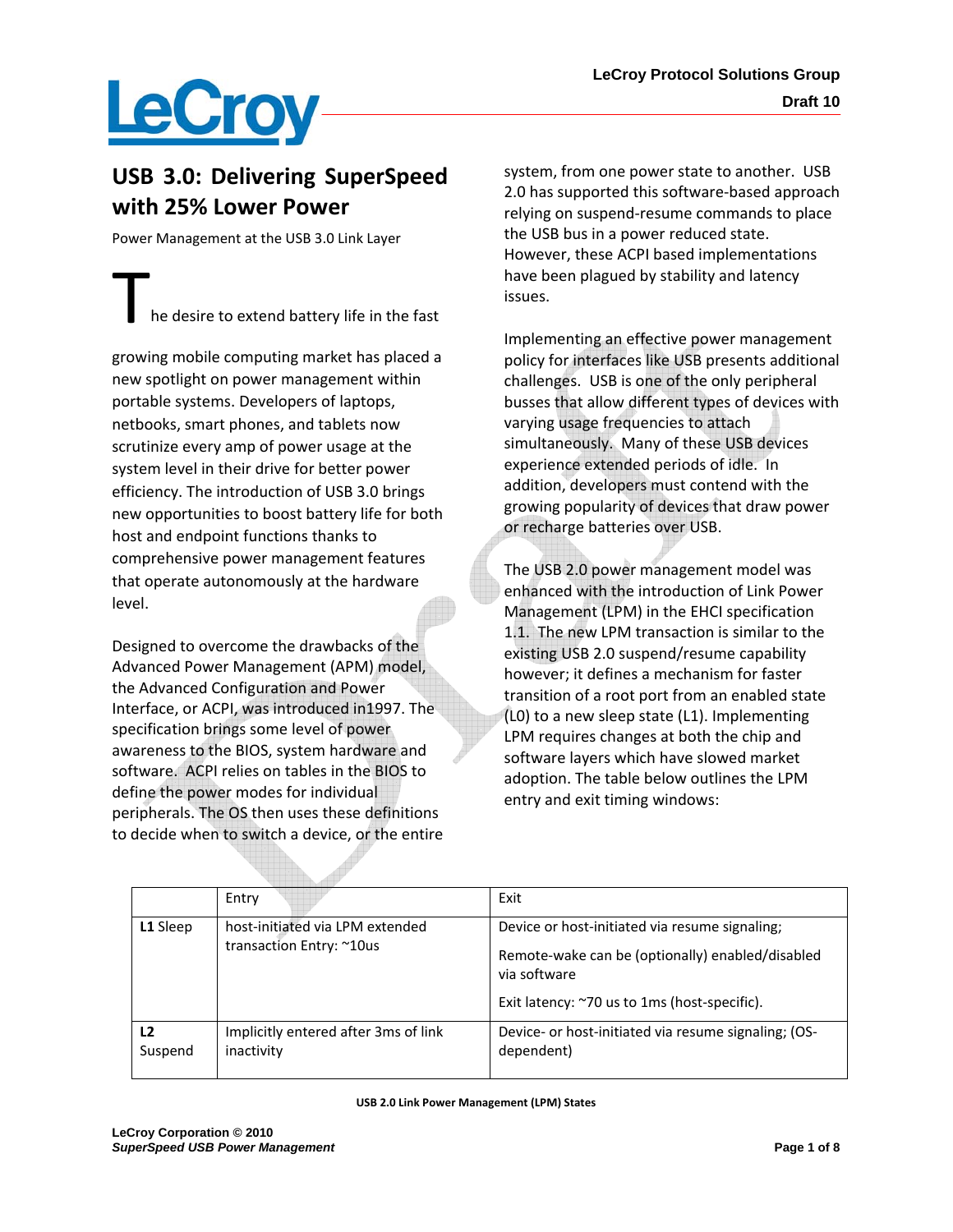# USB 3.0: Delivering SuperSpeed with 25% Lower Power

Power Management at the USB 3.0 Link Layer

The desire to extend battery life in the fast growing mobile computing market has placed a new spotlight on power management within portable systems. Developers of laptops, netbooks, smart phones, and tablets now scrutinize every amp of power usage at the system level in their drive for better power efficiency. The introduction of USB 3.0 brings new opportunities to boost battery life for both host and endpoint functions thanks to comprehensive power management features that operate autonomously at the hardware level.

Designed to overcome the drawbacks of the Advanced Power Management (APM) model, the Advanced Configuration and Power Interface, or ACPI, was introduced in1997. The specification brings some level of power awareness to the BIOS, system hardware and software. ACPI relies on tables in the BIOS to define the power modes for individual peripherals. The OS then uses these definitions to decide when to switch a device, or the entire system, from one power state to another. USB 2.0 has supported this software-based approach relying on suspend-resume commands to place the USB bus in a power reduced state. However, these ACPI based implementations have been plagued by stability and latency issues.

Implementing an effective power management policy for interfaces like USB presents additional challenges. USB is one of the only peripheral busses that allow different types of devices with varying usage frequencies to attach simultaneously. Many of these USB devices experience extended periods of idle. In addition, developers must contend with the growing popularity of devices that draw power or recharge batteries over USB.

The USB 2.0 power management model was enhanced with the introduction of Link Power Management (LPM) in the EHCI specification 1.1. The new LPM transaction is similar to the existing USB 2.0 suspend/resume capability however; it defines a mechanism for faster transition of a root port from an enabled state (L0) to a new sleep state (L1). Implementing LPM requires changes at both the chip and software layers which have slowed market adoption. The table below outlines the LPM entry and exit timing windows:

| | Entry | Exit |
|---|---|---|
| **L1** Sleep | host-initiated via LPM extended transaction Entry: ~10us | Device or host-initiated via resume signaling; Remote-wake can be (optionally) enabled/disabled via software Exit latency: ~70 us to 1ms (host-specific). |
| **L2** Suspend | Implicitly entered after 3ms of link inactivity | Device- or host-initiated via resume signaling; (OS-dependent) |

**USB 2.0 Link Power Management (LPM) States**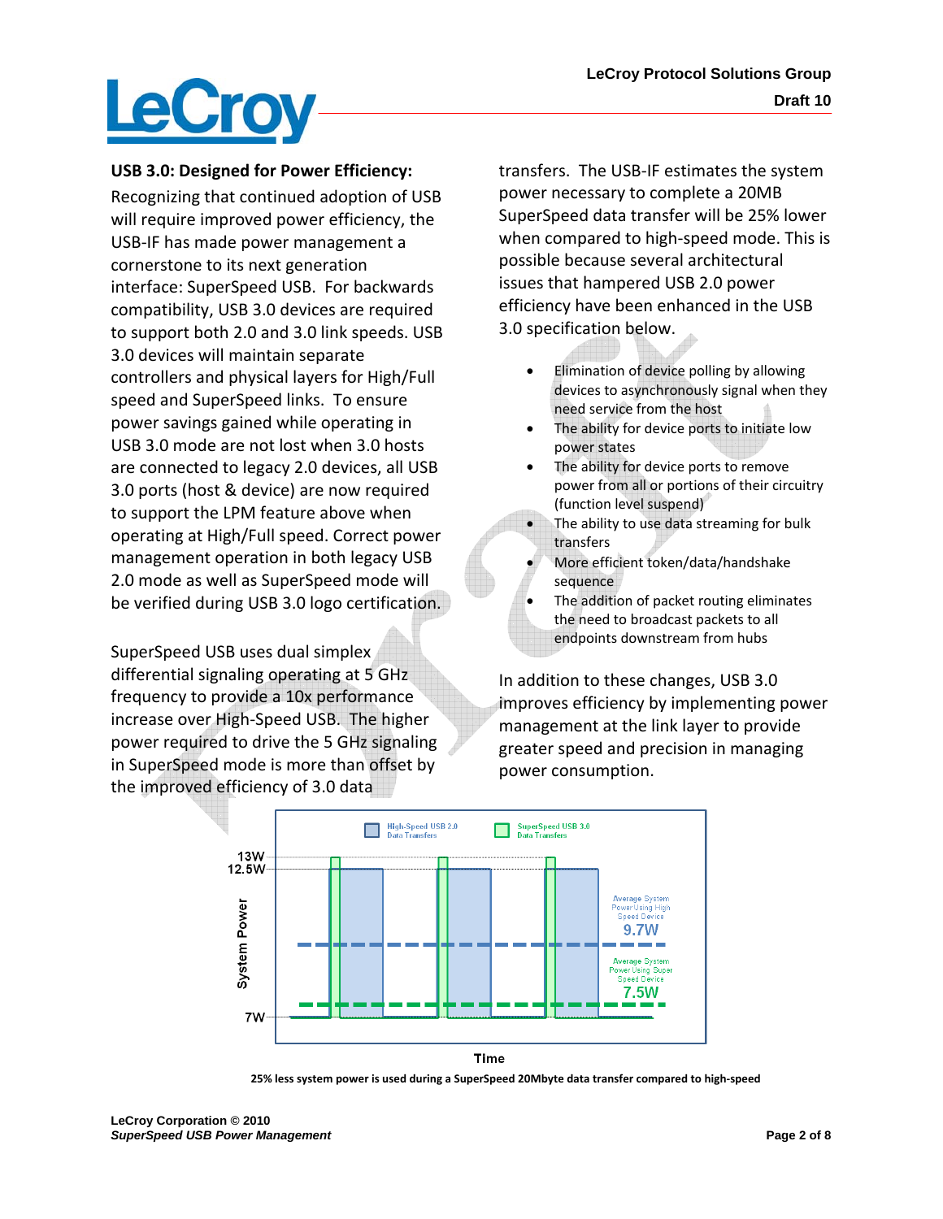## USB 3.0: Designed for Power Efficiency:

Recognizing that continued adoption of USB will require improved power efficiency, the USB-IF has made power management a cornerstone to its next generation interface: SuperSpeed USB. For backwards compatibility, USB 3.0 devices are required to support both 2.0 and 3.0 link speeds. USB 3.0 devices will maintain separate controllers and physical layers for High/Full speed and SuperSpeed links. To ensure power savings gained while operating in USB 3.0 mode are not lost when 3.0 hosts are connected to legacy 2.0 devices, all USB 3.0 ports (host & device) are now required to support the LPM feature above when operating at High/Full speed. Correct power management operation in both legacy USB 2.0 mode as well as SuperSpeed mode will be verified during USB 3.0 logo certification.

SuperSpeed USB uses dual simplex differential signaling operating at 5 GHz frequency to provide a 10x performance increase over High-Speed USB. The higher power required to drive the 5 GHz signaling in SuperSpeed mode is more than offset by the improved efficiency of 3.0 data transfers. The USB-IF estimates the system power necessary to complete a 20MB SuperSpeed data transfer will be 25% lower when compared to high-speed mode. This is possible because several architectural issues that hampered USB 2.0 power efficiency have been enhanced in the USB 3.0 specification below.

- Elimination of device polling by allowing devices to asynchronously signal when they need service from the host
- The ability for device ports to initiate low power states
- The ability for device ports to remove power from all or portions of their circuitry (function level suspend)
- The ability to use data streaming for bulk transfers
- More efficient token/data/handshake sequence
- The addition of packet routing eliminates the need to broadcast packets to all endpoints downstream from hubs

In addition to these changes, USB 3.0 improves efficiency by implementing power management at the link layer to provide greater speed and precision in managing power consumption.

High-Speed USB 2.0 Data Transfers | SuperSpeed USB 3.0 Data Transfers

System Power: 13W, 12.5W, 7W

Average System Power Using High Speed Device 9.7W

Average System Power Using Super Speed Device 7.5W

Time

**25% less system power is used during a SuperSpeed 20Mbyte data transfer compared to high-speed**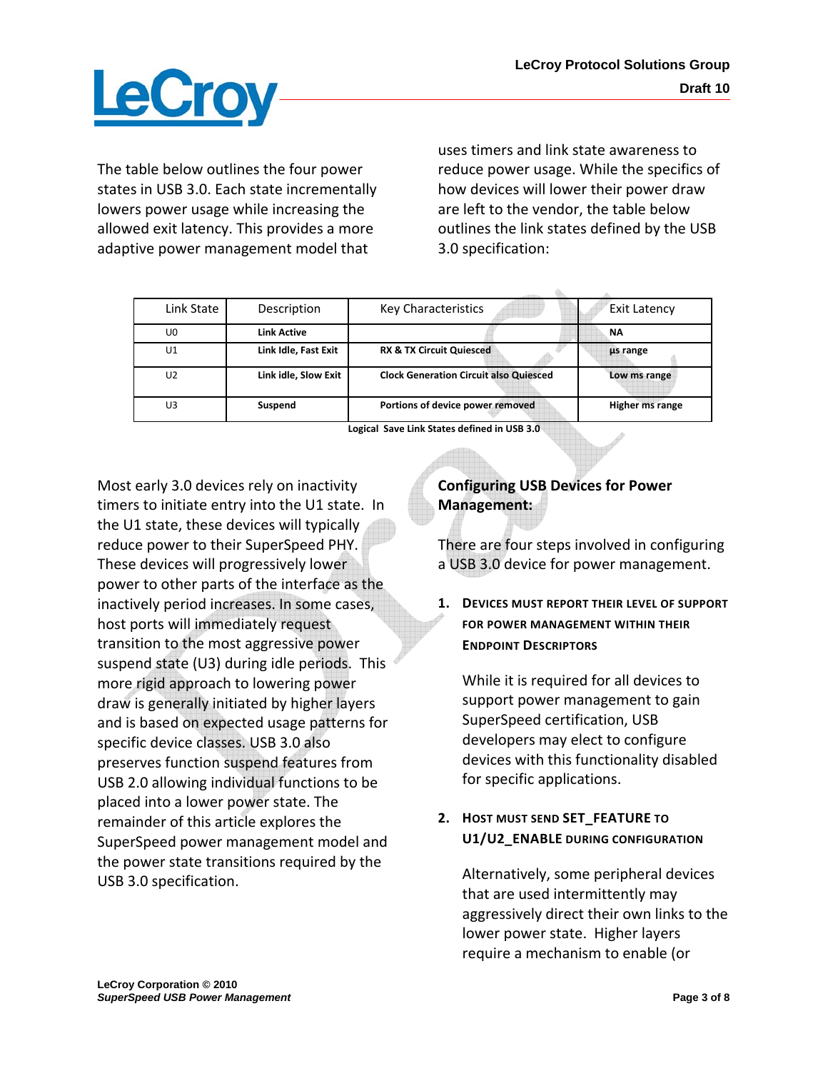The table below outlines the four power states in USB 3.0. Each state incrementally lowers power usage while increasing the allowed exit latency. This provides a more adaptive power management model that uses timers and link state awareness to reduce power usage. While the specifics of how devices will lower their power draw are left to the vendor, the table below outlines the link states defined by the USB 3.0 specification:

| Link State | Description | Key Characteristics | Exit Latency |
|---|---|---|---|
| U0 | **Link Active** | | **NA** |
| U1 | **Link Idle, Fast Exit** | **RX & TX Circuit Quiesced** | **µs range** |
| U2 | **Link idle, Slow Exit** | **Clock Generation Circuit also Quiesced** | **Low ms range** |
| U3 | **Suspend** | **Portions of device power removed** | **Higher ms range** |

**Logical Save Link States defined in USB 3.0**

Most early 3.0 devices rely on inactivity timers to initiate entry into the U1 state. In the U1 state, these devices will typically reduce power to their SuperSpeed PHY. These devices will progressively lower power to other parts of the interface as the inactively period increases. In some cases, host ports will immediately request transition to the most aggressive power suspend state (U3) during idle periods. This more rigid approach to lowering power draw is generally initiated by higher layers and is based on expected usage patterns for specific device classes. USB 3.0 also preserves function suspend features from USB 2.0 allowing individual functions to be placed into a lower power state. The remainder of this article explores the SuperSpeed power management model and the power state transitions required by the USB 3.0 specification.

## Configuring USB Devices for Power Management:

There are four steps involved in configuring a USB 3.0 device for power management.

1. **DEVICES MUST REPORT THEIR LEVEL OF SUPPORT FOR POWER MANAGEMENT WITHIN THEIR ENDPOINT DESCRIPTORS**

   While it is required for all devices to support power management to gain SuperSpeed certification, USB developers may elect to configure devices with this functionality disabled for specific applications.

2. **HOST MUST SEND SET_FEATURE TO U1/U2_ENABLE DURING CONFIGURATION**

   Alternatively, some peripheral devices that are used intermittently may aggressively direct their own links to the lower power state. Higher layers require a mechanism to enable (or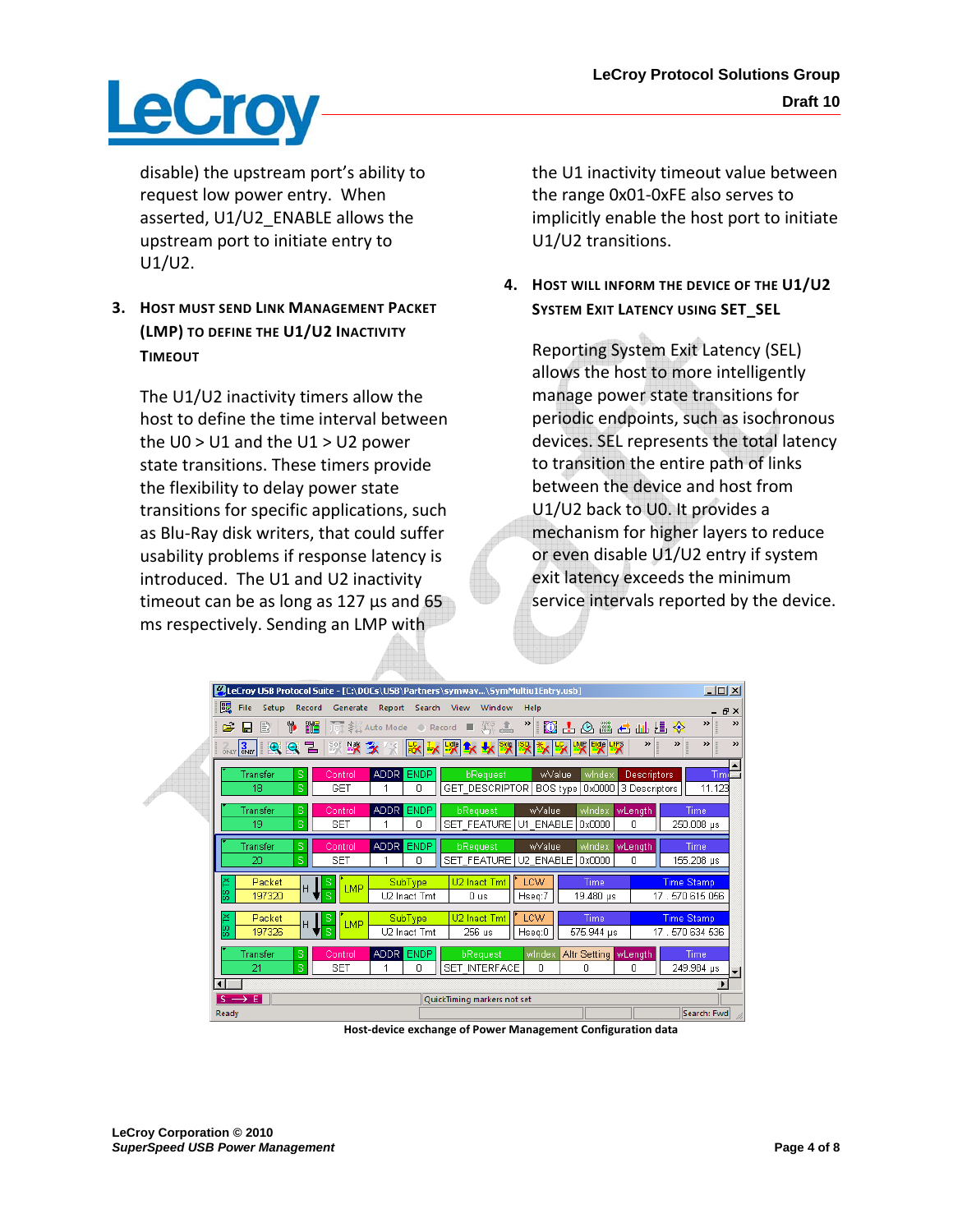disable) the upstream port's ability to request low power entry. When asserted, U1/U2_ENABLE allows the upstream port to initiate entry to U1/U2.

### 3. Host must send Link Management Packet (LMP) to define the U1/U2 Inactivity Timeout

The U1/U2 inactivity timers allow the host to define the time interval between the U0 > U1 and the U1 > U2 power state transitions. These timers provide the flexibility to delay power state transitions for specific applications, such as Blu-Ray disk writers, that could suffer usability problems if response latency is introduced. The U1 and U2 inactivity timeout can be as long as 127 µs and 65 ms respectively. Sending an LMP with the U1 inactivity timeout value between the range 0x01-0xFE also serves to implicitly enable the host port to initiate U1/U2 transitions.

### 4. Host will inform the device of the U1/U2 System Exit Latency using SET_SEL

Reporting System Exit Latency (SEL) allows the host to more intelligently manage power state transitions for periodic endpoints, such as isochronous devices. SEL represents the total latency to transition the entire path of links between the device and host from U1/U2 back to U0. It provides a mechanism for higher layers to reduce or even disable U1/U2 entry if system exit latency exceeds the minimum service intervals reported by the device.

Host-device exchange of Power Management Configuration data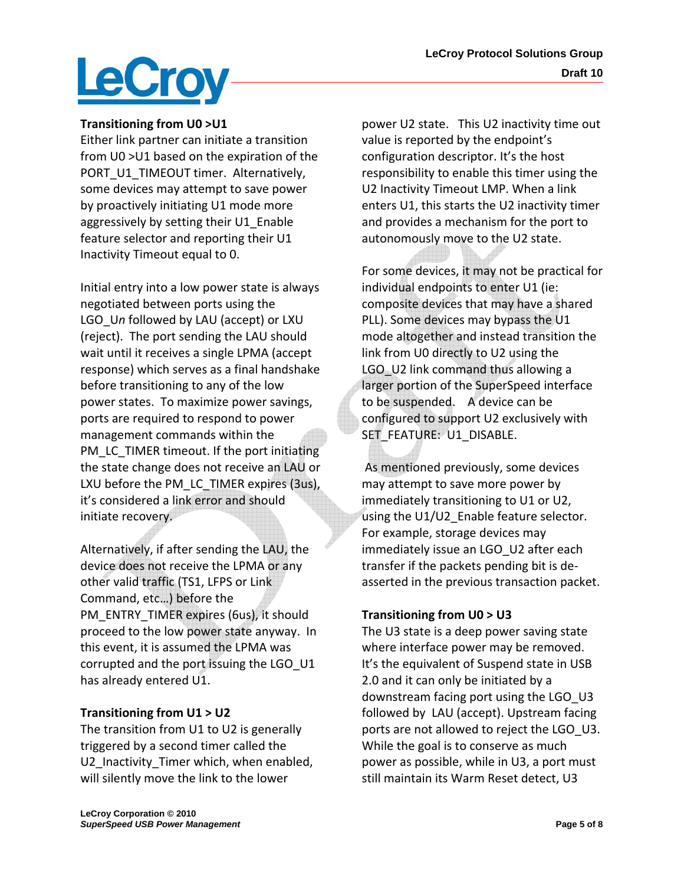### Transitioning from U0 >U1

Either link partner can initiate a transition from U0 >U1 based on the expiration of the PORT_U1_TIMEOUT timer. Alternatively, some devices may attempt to save power by proactively initiating U1 mode more aggressively by setting their U1_Enable feature selector and reporting their U1 Inactivity Timeout equal to 0.

Initial entry into a low power state is always negotiated between ports using the LGO_U*n* followed by LAU (accept) or LXU (reject). The port sending the LAU should wait until it receives a single LPMA (accept response) which serves as a final handshake before transitioning to any of the low power states. To maximize power savings, ports are required to respond to power management commands within the PM_LC_TIMER timeout. If the port initiating the state change does not receive an LAU or LXU before the PM_LC_TIMER expires (3us), it's considered a link error and should initiate recovery.

Alternatively, if after sending the LAU, the device does not receive the LPMA or any other valid traffic (TS1, LFPS or Link Command, etc…) before the PM_ENTRY_TIMER expires (6us), it should proceed to the low power state anyway. In this event, it is assumed the LPMA was corrupted and the port issuing the LGO_U1 has already entered U1.

### Transitioning from U1 > U2

The transition from U1 to U2 is generally triggered by a second timer called the U2_Inactivity_Timer which, when enabled, will silently move the link to the lower power U2 state. This U2 inactivity time out value is reported by the endpoint's configuration descriptor. It's the host responsibility to enable this timer using the U2 Inactivity Timeout LMP. When a link enters U1, this starts the U2 inactivity timer and provides a mechanism for the port to autonomously move to the U2 state.

For some devices, it may not be practical for individual endpoints to enter U1 (ie: composite devices that may have a shared PLL). Some devices may bypass the U1 mode altogether and instead transition the link from U0 directly to U2 using the LGO_U2 link command thus allowing a larger portion of the SuperSpeed interface to be suspended. A device can be configured to support U2 exclusively with SET_FEATURE: U1_DISABLE.

As mentioned previously, some devices may attempt to save more power by immediately transitioning to U1 or U2, using the U1/U2_Enable feature selector. For example, storage devices may immediately issue an LGO_U2 after each transfer if the packets pending bit is de-asserted in the previous transaction packet.

### Transitioning from U0 > U3

The U3 state is a deep power saving state where interface power may be removed. It's the equivalent of Suspend state in USB 2.0 and it can only be initiated by a downstream facing port using the LGO_U3 followed by LAU (accept). Upstream facing ports are not allowed to reject the LGO_U3. While the goal is to conserve as much power as possible, while in U3, a port must still maintain its Warm Reset detect, U3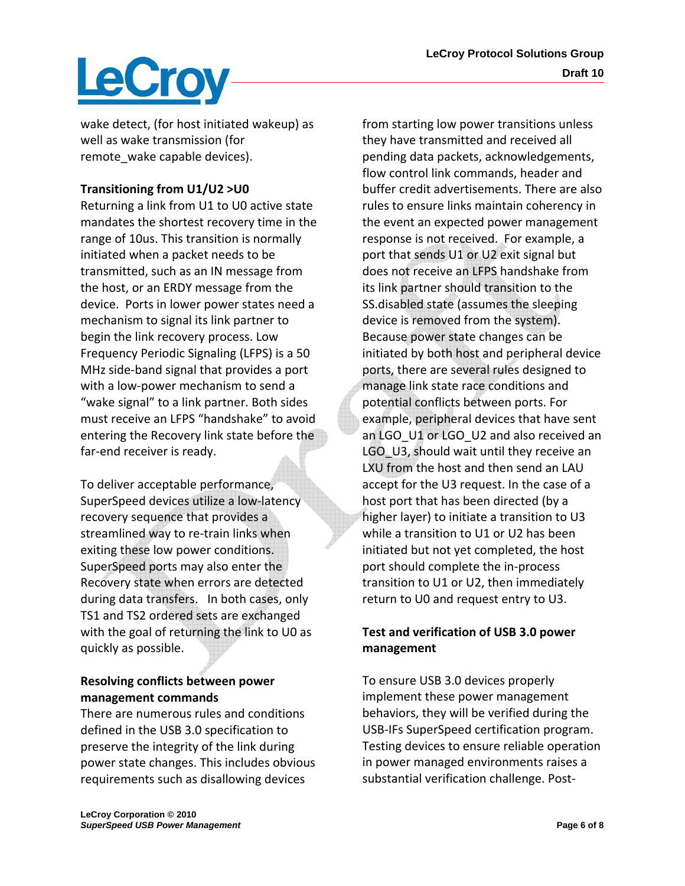wake detect, (for host initiated wakeup) as well as wake transmission (for remote_wake capable devices).

**Transitioning from U1/U2 >U0**

Returning a link from U1 to U0 active state mandates the shortest recovery time in the range of 10us. This transition is normally initiated when a packet needs to be transmitted, such as an IN message from the host, or an ERDY message from the device. Ports in lower power states need a mechanism to signal its link partner to begin the link recovery process. Low Frequency Periodic Signaling (LFPS) is a 50 MHz side-band signal that provides a port with a low-power mechanism to send a "wake signal" to a link partner. Both sides must receive an LFPS "handshake" to avoid entering the Recovery link state before the far-end receiver is ready.

To deliver acceptable performance, SuperSpeed devices utilize a low-latency recovery sequence that provides a streamlined way to re-train links when exiting these low power conditions. SuperSpeed ports may also enter the Recovery state when errors are detected during data transfers. In both cases, only TS1 and TS2 ordered sets are exchanged with the goal of returning the link to U0 as quickly as possible.

**Resolving conflicts between power management commands**

There are numerous rules and conditions defined in the USB 3.0 specification to preserve the integrity of the link during power state changes. This includes obvious requirements such as disallowing devices from starting low power transitions unless they have transmitted and received all pending data packets, acknowledgements, flow control link commands, header and buffer credit advertisements. There are also rules to ensure links maintain coherency in the event an expected power management response is not received. For example, a port that sends U1 or U2 exit signal but does not receive an LFPS handshake from its link partner should transition to the SS.disabled state (assumes the sleeping device is removed from the system). Because power state changes can be initiated by both host and peripheral device ports, there are several rules designed to manage link state race conditions and potential conflicts between ports. For example, peripheral devices that have sent an LGO_U1 or LGO_U2 and also received an LGO_U3, should wait until they receive an LXU from the host and then send an LAU accept for the U3 request. In the case of a host port that has been directed (by a higher layer) to initiate a transition to U3 while a transition to U1 or U2 has been initiated but not yet completed, the host port should complete the in-process transition to U1 or U2, then immediately return to U0 and request entry to U3.

**Test and verification of USB 3.0 power management**

To ensure USB 3.0 devices properly implement these power management behaviors, they will be verified during the USB-IFs SuperSpeed certification program. Testing devices to ensure reliable operation in power managed environments raises a substantial verification challenge. Post-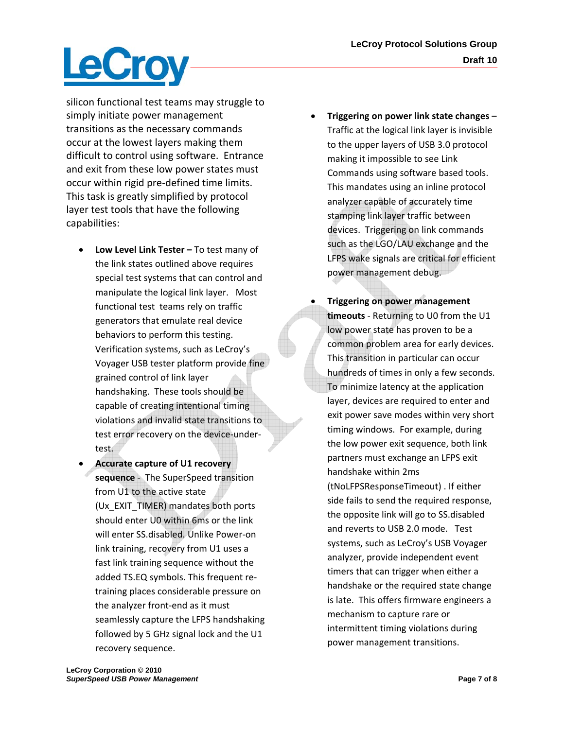silicon functional test teams may struggle to simply initiate power management transitions as the necessary commands occur at the lowest layers making them difficult to control using software. Entrance and exit from these low power states must occur within rigid pre-defined time limits. This task is greatly simplified by protocol layer test tools that have the following capabilities:

- **Low Level Link Tester –** To test many of the link states outlined above requires special test systems that can control and manipulate the logical link layer. Most functional test teams rely on traffic generators that emulate real device behaviors to perform this testing. Verification systems, such as LeCroy's Voyager USB tester platform provide fine grained control of link layer handshaking. These tools should be capable of creating intentional timing violations and invalid state transitions to test error recovery on the device-under-test.
- **Accurate capture of U1 recovery sequence** - The SuperSpeed transition from U1 to the active state (Ux_EXIT_TIMER) mandates both ports should enter U0 within 6ms or the link will enter SS.disabled. Unlike Power-on link training, recovery from U1 uses a fast link training sequence without the added TS.EQ symbols. This frequent re-training places considerable pressure on the analyzer front-end as it must seamlessly capture the LFPS handshaking followed by 5 GHz signal lock and the U1 recovery sequence.
- **Triggering on power link state changes** – Traffic at the logical link layer is invisible to the upper layers of USB 3.0 protocol making it impossible to see Link Commands using software based tools. This mandates using an inline protocol analyzer capable of accurately time stamping link layer traffic between devices. Triggering on link commands such as the LGO/LAU exchange and the LFPS wake signals are critical for efficient power management debug.
- **Triggering on power management timeouts** - Returning to U0 from the U1 low power state has proven to be a common problem area for early devices. This transition in particular can occur hundreds of times in only a few seconds. To minimize latency at the application layer, devices are required to enter and exit power save modes within very short timing windows. For example, during the low power exit sequence, both link partners must exchange an LFPS exit handshake within 2ms (tNoLFPSResponseTimeout) . If either side fails to send the required response, the opposite link will go to SS.disabled and reverts to USB 2.0 mode. Test systems, such as LeCroy's USB Voyager analyzer, provide independent event timers that can trigger when either a handshake or the required state change is late. This offers firmware engineers a mechanism to capture rare or intermittent timing violations during power management transitions.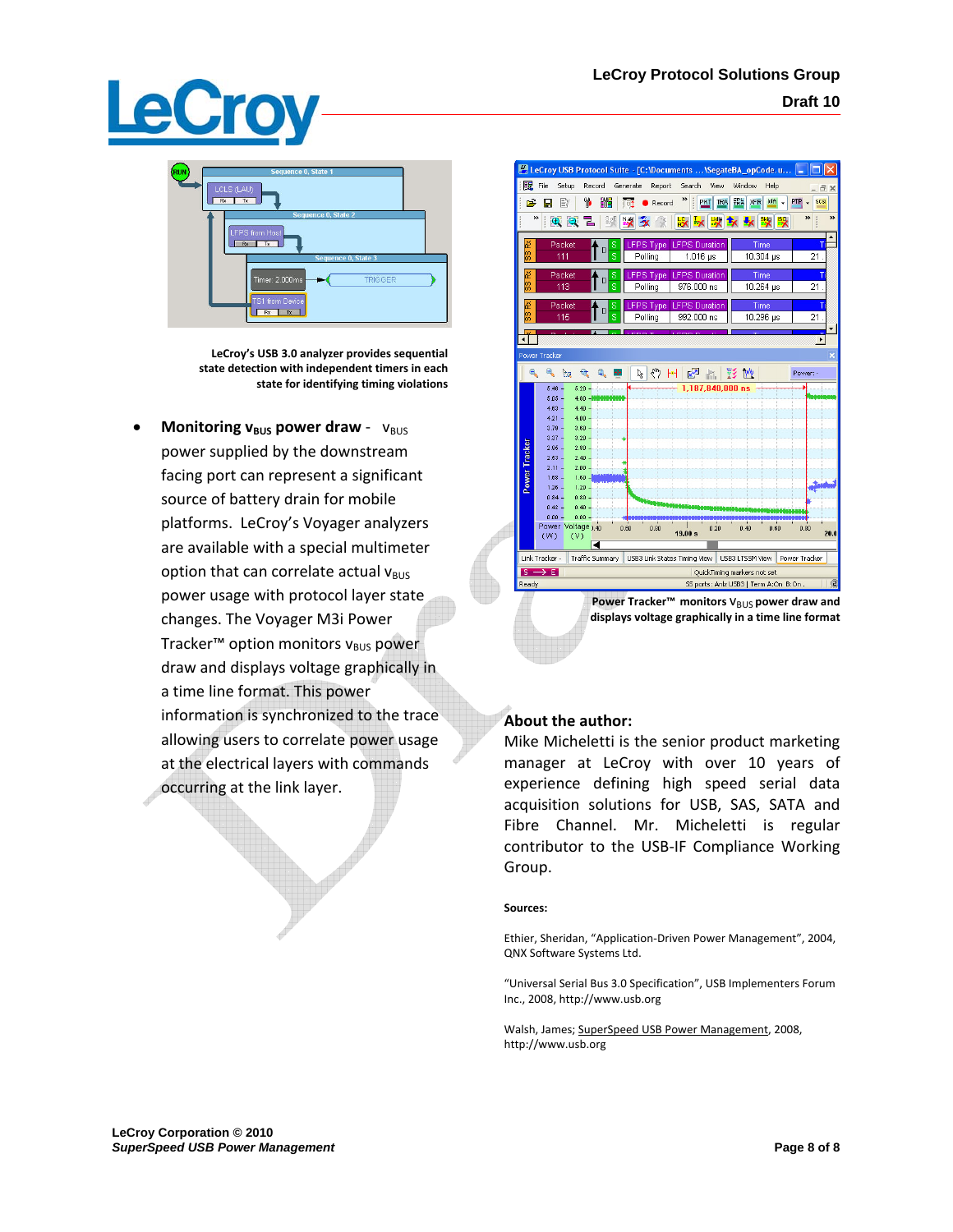LeCroy's USB 3.0 analyzer provides sequential state detection with independent timers in each state for identifying timing violations

- **Monitoring $v_{BUS}$ power draw** - $v_{BUS}$ power supplied by the downstream facing port can represent a significant source of battery drain for mobile platforms. LeCroy's Voyager analyzers are available with a special multimeter option that can correlate actual $v_{BUS}$ power usage with protocol layer state changes. The Voyager M3i Power Tracker™ option monitors $v_{BUS}$ power draw and displays voltage graphically in a time line format. This power information is synchronized to the trace allowing users to correlate power usage at the electrical layers with commands occurring at the link layer.

**Power Tracker™ monitors $V_{BUS}$ power draw and displays voltage graphically in a time line format**

## About the author:

Mike Micheletti is the senior product marketing manager at LeCroy with over 10 years of experience defining high speed serial data acquisition solutions for USB, SAS, SATA and Fibre Channel. Mr. Micheletti is regular contributor to the USB-IF Compliance Working Group.

**Sources:**

Ethier, Sheridan, "Application-Driven Power Management", 2004, QNX Software Systems Ltd.

"Universal Serial Bus 3.0 Specification", USB Implementers Forum Inc., 2008, http://www.usb.org

Walsh, James; SuperSpeed USB Power Management, 2008, http://www.usb.org